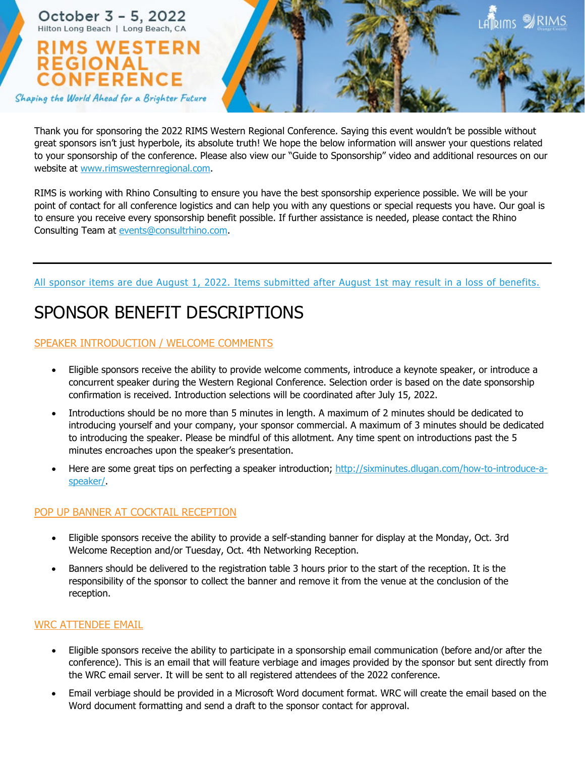October 3 – 5, 2022
Hilton Long Beach | Long Beach, CA

# RIMS WESTERN REGIONAL CONFERENCE

*Shaping the World Ahead for a Brighter Future*

Thank you for sponsoring the 2022 RIMS Western Regional Conference. Saying this event wouldn't be possible without great sponsors isn't just hyperbole, its absolute truth! We hope the below information will answer your questions related to your sponsorship of the conference. Please also view our "Guide to Sponsorship" video and additional resources on our website at [www.rimswesternregional.com](http://www.rimswesternregional.com).

RIMS is working with Rhino Consulting to ensure you have the best sponsorship experience possible. We will be your point of contact for all conference logistics and can help you with any questions or special requests you have. Our goal is to ensure you receive every sponsorship benefit possible. If further assistance is needed, please contact the Rhino Consulting Team at [events@consultrhino.com](mailto:events@consultrhino.com).

---

All sponsor items are due August 1, 2022. Items submitted after August 1st may result in a loss of benefits.

# SPONSOR BENEFIT DESCRIPTIONS

## SPEAKER INTRODUCTION / WELCOME COMMENTS

- Eligible sponsors receive the ability to provide welcome comments, introduce a keynote speaker, or introduce a concurrent speaker during the Western Regional Conference. Selection order is based on the date sponsorship confirmation is received. Introduction selections will be coordinated after July 15, 2022.
- Introductions should be no more than 5 minutes in length. A maximum of 2 minutes should be dedicated to introducing yourself and your company, your sponsor commercial. A maximum of 3 minutes should be dedicated to introducing the speaker. Please be mindful of this allotment. Any time spent on introductions past the 5 minutes encroaches upon the speaker's presentation.
- Here are some great tips on perfecting a speaker introduction; [http://sixminutes.dlugan.com/how-to-introduce-a-speaker/](http://sixminutes.dlugan.com/how-to-introduce-a-speaker/).

## POP UP BANNER AT COCKTAIL RECEPTION

- Eligible sponsors receive the ability to provide a self-standing banner for display at the Monday, Oct. 3rd Welcome Reception and/or Tuesday, Oct. 4th Networking Reception.
- Banners should be delivered to the registration table 3 hours prior to the start of the reception. It is the responsibility of the sponsor to collect the banner and remove it from the venue at the conclusion of the reception.

## WRC ATTENDEE EMAIL

- Eligible sponsors receive the ability to participate in a sponsorship email communication (before and/or after the conference). This is an email that will feature verbiage and images provided by the sponsor but sent directly from the WRC email server. It will be sent to all registered attendees of the 2022 conference.
- Email verbiage should be provided in a Microsoft Word document format. WRC will create the email based on the Word document formatting and send a draft to the sponsor contact for approval.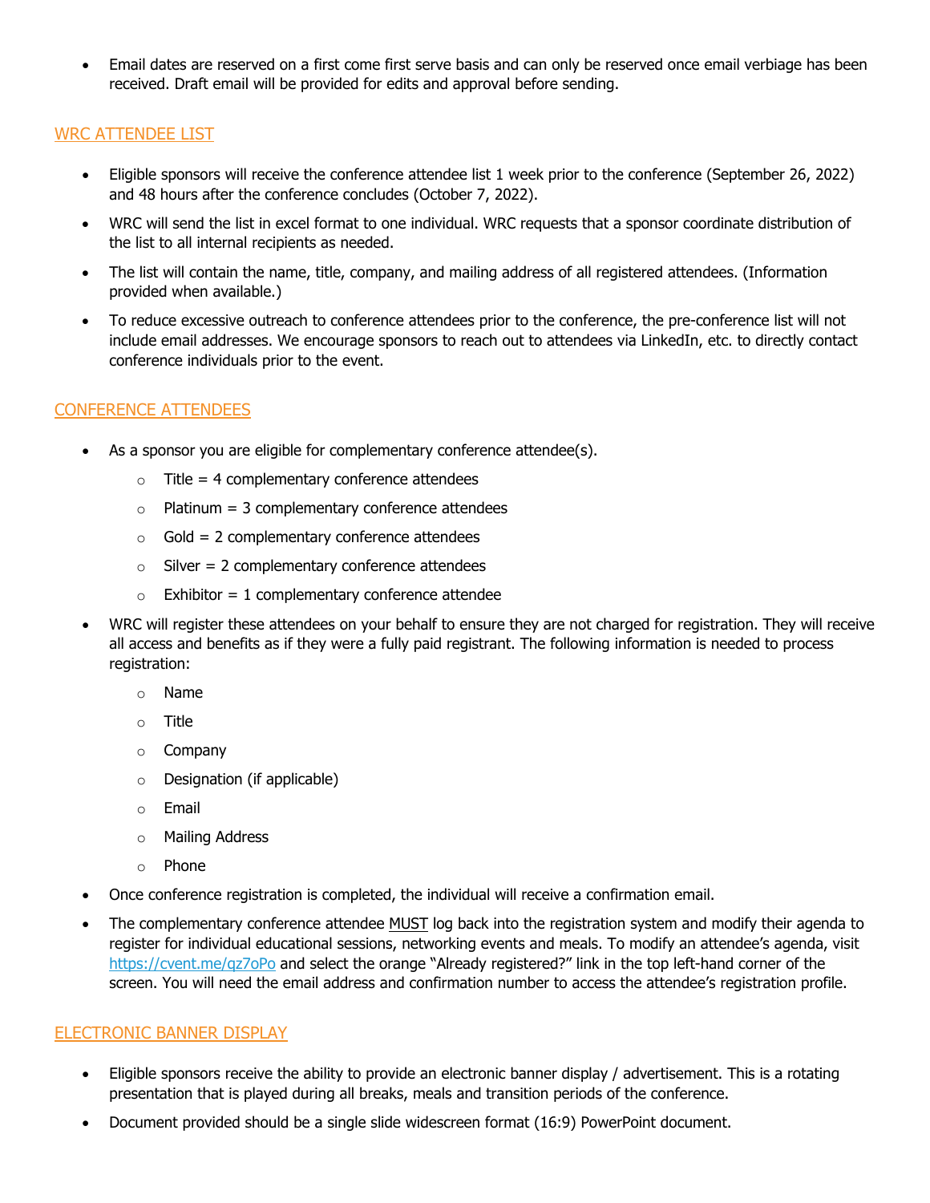- Email dates are reserved on a first come first serve basis and can only be reserved once email verbiage has been received. Draft email will be provided for edits and approval before sending.

## WRC ATTENDEE LIST

- Eligible sponsors will receive the conference attendee list 1 week prior to the conference (September 26, 2022) and 48 hours after the conference concludes (October 7, 2022).
- WRC will send the list in excel format to one individual. WRC requests that a sponsor coordinate distribution of the list to all internal recipients as needed.
- The list will contain the name, title, company, and mailing address of all registered attendees. (Information provided when available.)
- To reduce excessive outreach to conference attendees prior to the conference, the pre-conference list will not include email addresses. We encourage sponsors to reach out to attendees via LinkedIn, etc. to directly contact conference individuals prior to the event.

## CONFERENCE ATTENDEES

- As a sponsor you are eligible for complementary conference attendee(s).
  - Title = 4 complementary conference attendees
  - Platinum = 3 complementary conference attendees
  - Gold = 2 complementary conference attendees
  - Silver = 2 complementary conference attendees
  - Exhibitor = 1 complementary conference attendee
- WRC will register these attendees on your behalf to ensure they are not charged for registration. They will receive all access and benefits as if they were a fully paid registrant. The following information is needed to process registration:
  - Name
  - Title
  - Company
  - Designation (if applicable)
  - Email
  - Mailing Address
  - Phone
- Once conference registration is completed, the individual will receive a confirmation email.
- The complementary conference attendee MUST log back into the registration system and modify their agenda to register for individual educational sessions, networking events and meals. To modify an attendee's agenda, visit https://cvent.me/qz7oPo and select the orange "Already registered?" link in the top left-hand corner of the screen. You will need the email address and confirmation number to access the attendee's registration profile.

## ELECTRONIC BANNER DISPLAY

- Eligible sponsors receive the ability to provide an electronic banner display / advertisement. This is a rotating presentation that is played during all breaks, meals and transition periods of the conference.
- Document provided should be a single slide widescreen format (16:9) PowerPoint document.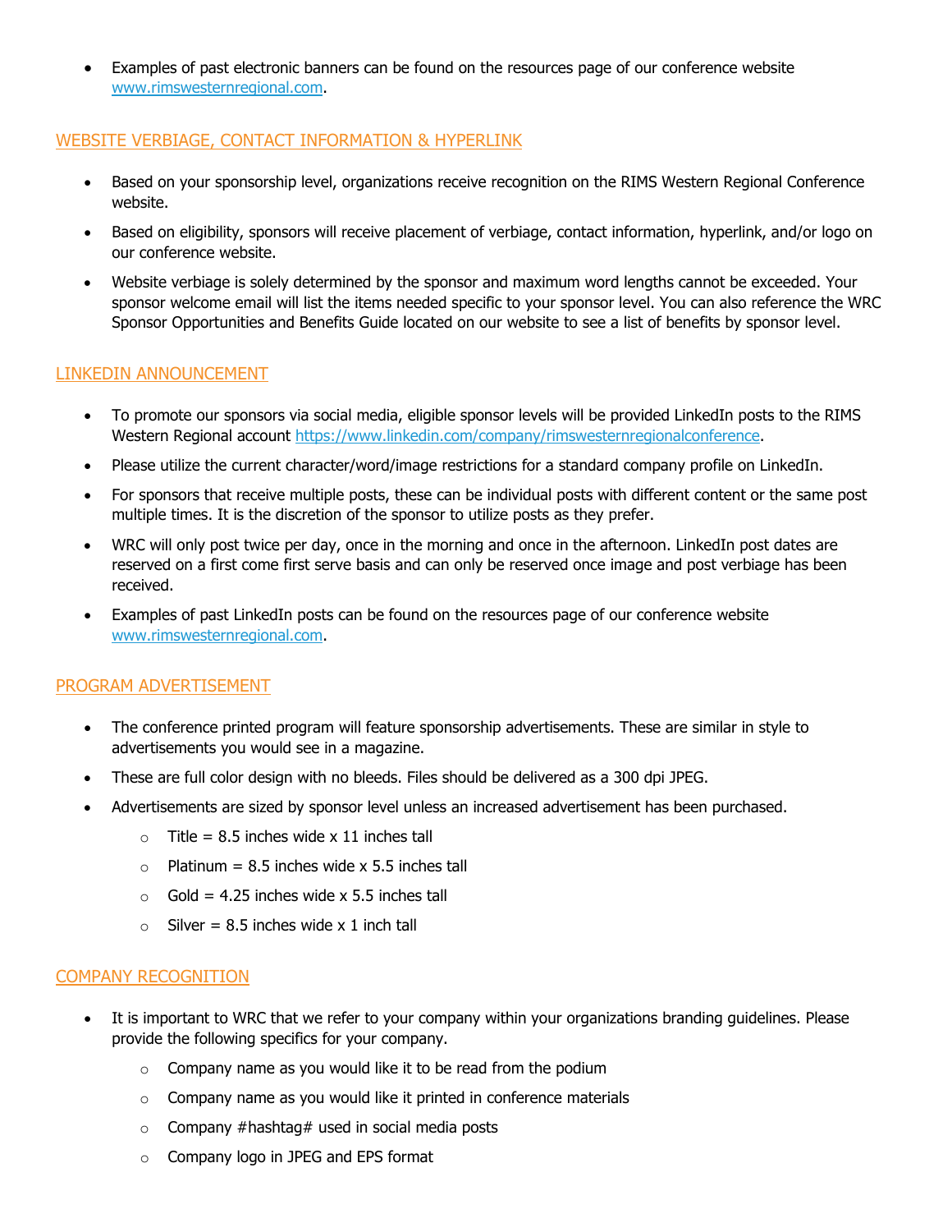- Examples of past electronic banners can be found on the resources page of our conference website [www.rimswesternregional.com](http://www.rimswesternregional.com).

## WEBSITE VERBIAGE, CONTACT INFORMATION & HYPERLINK

- Based on your sponsorship level, organizations receive recognition on the RIMS Western Regional Conference website.
- Based on eligibility, sponsors will receive placement of verbiage, contact information, hyperlink, and/or logo on our conference website.
- Website verbiage is solely determined by the sponsor and maximum word lengths cannot be exceeded. Your sponsor welcome email will list the items needed specific to your sponsor level. You can also reference the WRC Sponsor Opportunities and Benefits Guide located on our website to see a list of benefits by sponsor level.

## LINKEDIN ANNOUNCEMENT

- To promote our sponsors via social media, eligible sponsor levels will be provided LinkedIn posts to the RIMS Western Regional account [https://www.linkedin.com/company/rimswesternregionalconference](https://www.linkedin.com/company/rimswesternregionalconference).
- Please utilize the current character/word/image restrictions for a standard company profile on LinkedIn.
- For sponsors that receive multiple posts, these can be individual posts with different content or the same post multiple times. It is the discretion of the sponsor to utilize posts as they prefer.
- WRC will only post twice per day, once in the morning and once in the afternoon. LinkedIn post dates are reserved on a first come first serve basis and can only be reserved once image and post verbiage has been received.
- Examples of past LinkedIn posts can be found on the resources page of our conference website [www.rimswesternregional.com](http://www.rimswesternregional.com).

## PROGRAM ADVERTISEMENT

- The conference printed program will feature sponsorship advertisements. These are similar in style to advertisements you would see in a magazine.
- These are full color design with no bleeds. Files should be delivered as a 300 dpi JPEG.
- Advertisements are sized by sponsor level unless an increased advertisement has been purchased.
  - Title = 8.5 inches wide x 11 inches tall
  - Platinum = 8.5 inches wide x 5.5 inches tall
  - Gold = 4.25 inches wide x 5.5 inches tall
  - Silver = 8.5 inches wide x 1 inch tall

## COMPANY RECOGNITION

- It is important to WRC that we refer to your company within your organizations branding guidelines. Please provide the following specifics for your company.
  - Company name as you would like it to be read from the podium
  - Company name as you would like it printed in conference materials
  - Company #hashtag# used in social media posts
  - Company logo in JPEG and EPS format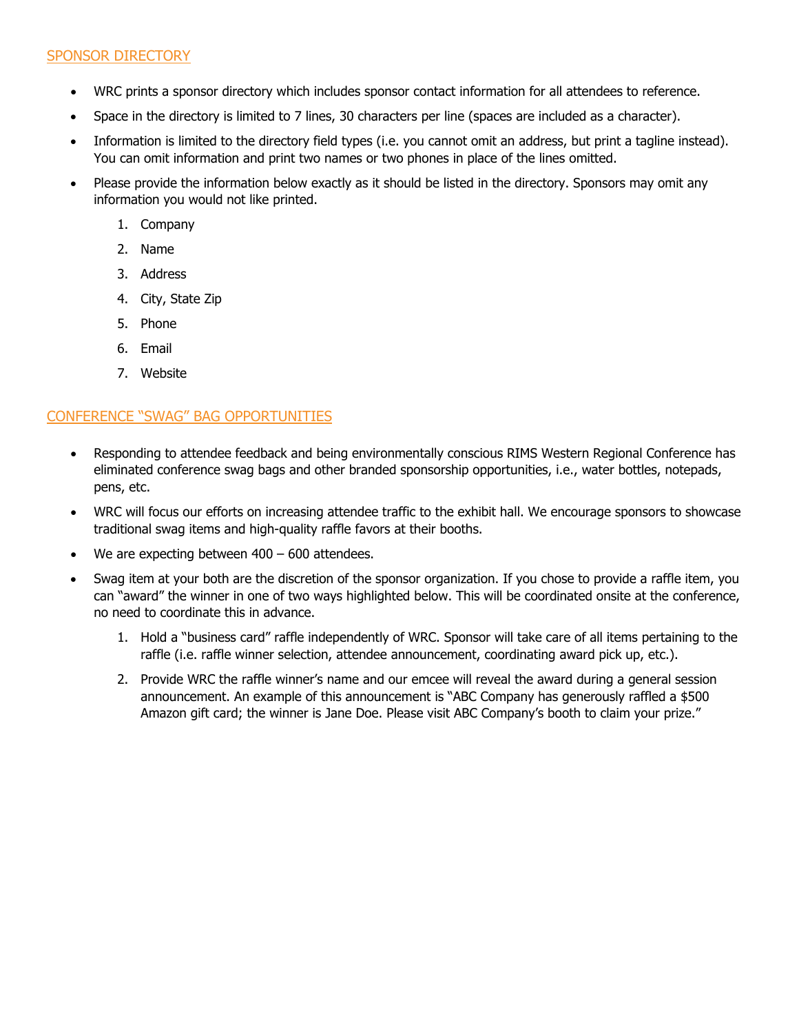## SPONSOR DIRECTORY

- WRC prints a sponsor directory which includes sponsor contact information for all attendees to reference.
- Space in the directory is limited to 7 lines, 30 characters per line (spaces are included as a character).
- Information is limited to the directory field types (i.e. you cannot omit an address, but print a tagline instead). You can omit information and print two names or two phones in place of the lines omitted.
- Please provide the information below exactly as it should be listed in the directory. Sponsors may omit any information you would not like printed.
    1. Company
    2. Name
    3. Address
    4. City, State Zip
    5. Phone
    6. Email
    7. Website

## CONFERENCE "SWAG" BAG OPPORTUNITIES

- Responding to attendee feedback and being environmentally conscious RIMS Western Regional Conference has eliminated conference swag bags and other branded sponsorship opportunities, i.e., water bottles, notepads, pens, etc.
- WRC will focus our efforts on increasing attendee traffic to the exhibit hall. We encourage sponsors to showcase traditional swag items and high-quality raffle favors at their booths.
- We are expecting between 400 – 600 attendees.
- Swag item at your both are the discretion of the sponsor organization. If you chose to provide a raffle item, you can "award" the winner in one of two ways highlighted below. This will be coordinated onsite at the conference, no need to coordinate this in advance.
    1. Hold a "business card" raffle independently of WRC. Sponsor will take care of all items pertaining to the raffle (i.e. raffle winner selection, attendee announcement, coordinating award pick up, etc.).
    2. Provide WRC the raffle winner's name and our emcee will reveal the award during a general session announcement. An example of this announcement is "ABC Company has generously raffled a $500 Amazon gift card; the winner is Jane Doe. Please visit ABC Company's booth to claim your prize."